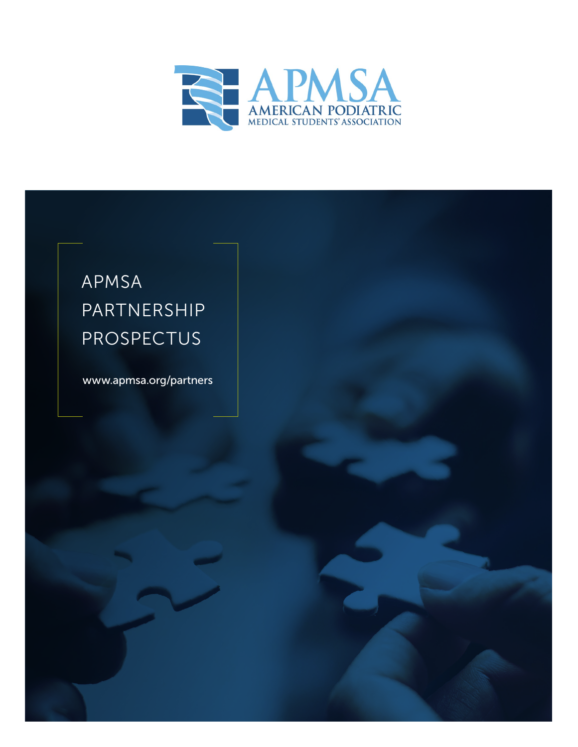APMSA

AMERICAN PODIATRIC MEDICAL STUDENTS' ASSOCIATION

# APMSA PARTNERSHIP PROSPECTUS

www.apmsa.org/partners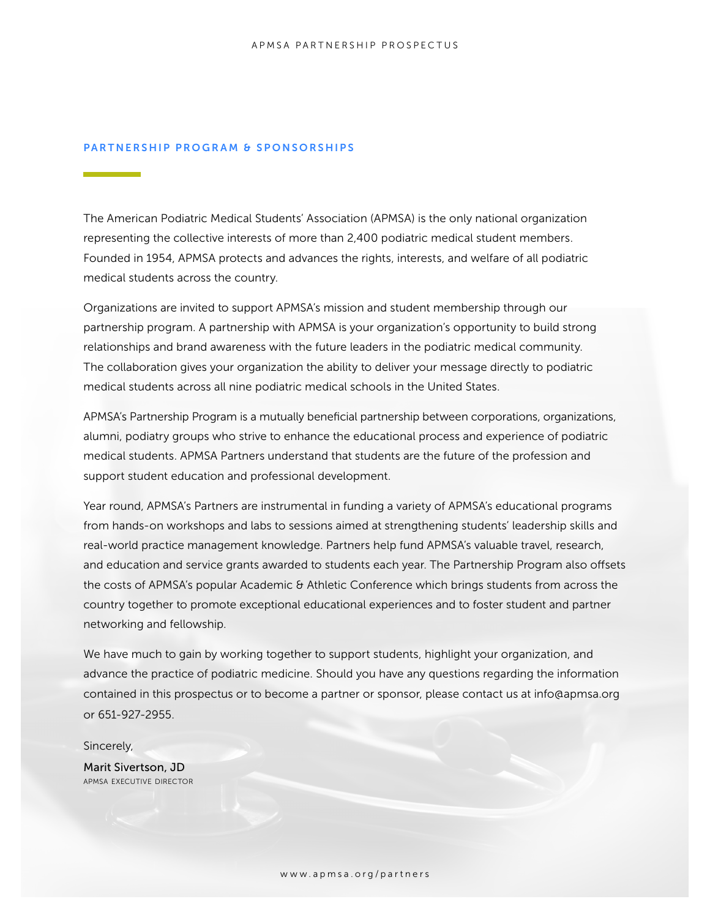## PARTNERSHIP PROGRAM & SPONSORSHIPS

The American Podiatric Medical Students' Association (APMSA) is the only national organization representing the collective interests of more than 2,400 podiatric medical student members. Founded in 1954, APMSA protects and advances the rights, interests, and welfare of all podiatric medical students across the country.

Organizations are invited to support APMSA's mission and student membership through our partnership program. A partnership with APMSA is your organization's opportunity to build strong relationships and brand awareness with the future leaders in the podiatric medical community. The collaboration gives your organization the ability to deliver your message directly to podiatric medical students across all nine podiatric medical schools in the United States.

APMSA's Partnership Program is a mutually beneficial partnership between corporations, organizations, alumni, podiatry groups who strive to enhance the educational process and experience of podiatric medical students. APMSA Partners understand that students are the future of the profession and support student education and professional development.

Year round, APMSA's Partners are instrumental in funding a variety of APMSA's educational programs from hands-on workshops and labs to sessions aimed at strengthening students' leadership skills and real-world practice management knowledge. Partners help fund APMSA's valuable travel, research, and education and service grants awarded to students each year. The Partnership Program also offsets the costs of APMSA's popular Academic & Athletic Conference which brings students from across the country together to promote exceptional educational experiences and to foster student and partner networking and fellowship.

We have much to gain by working together to support students, highlight your organization, and advance the practice of podiatric medicine. Should you have any questions regarding the information contained in this prospectus or to become a partner or sponsor, please contact us at info@apmsa.org or 651-927-2955.

Sincerely,

Marit Sivertson, JD
APMSA EXECUTIVE DIRECTOR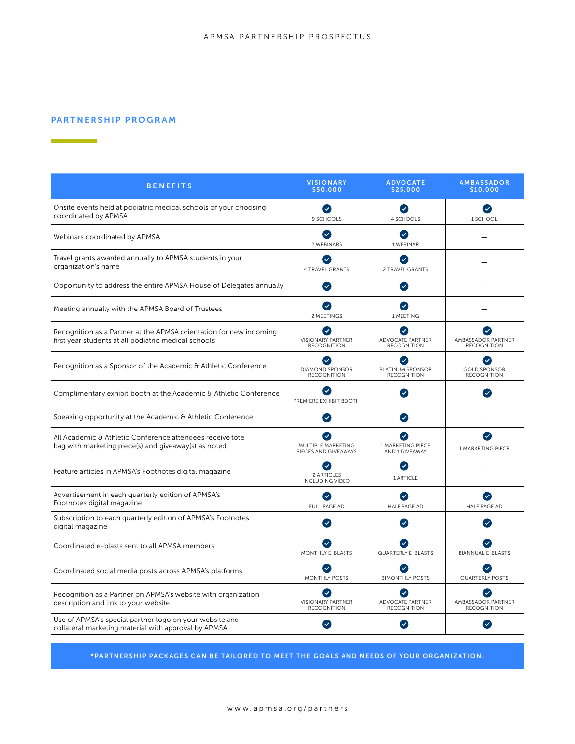## PARTNERSHIP PROGRAM

| BENEFITS | VISIONARY $50,000 | ADVOCATE $25,000 | AMBASSADOR $10,000 |
|---|---|---|---|
| Onsite events held at podiatric medical schools of your choosing coordinated by APMSA | ✓ 9 SCHOOLS | ✓ 4 SCHOOLS | ✓ 1 SCHOOL |
| Webinars coordinated by APMSA | ✓ 2 WEBINARS | ✓ 1 WEBINAR | — |
| Travel grants awarded annually to APMSA students in your organization's name | ✓ 4 TRAVEL GRANTS | ✓ 2 TRAVEL GRANTS | — |
| Opportunity to address the entire APMSA House of Delegates annually | ✓ | ✓ | — |
| Meeting annually with the APMSA Board of Trustees | ✓ 2 MEETINGS | ✓ 1 MEETING | — |
| Recognition as a Partner at the APMSA orientation for new incoming first year students at all podiatric medical schools | ✓ VISIONARY PARTNER RECOGNITION | ✓ ADVOCATE PARTNER RECOGNITION | ✓ AMBASSADOR PARTNER RECOGNITION |
| Recognition as a Sponsor of the Academic & Athletic Conference | ✓ DIAMOND SPONSOR RECOGNITION | ✓ PLATINUM SPONSOR RECOGNITION | ✓ GOLD SPONSOR RECOGNITION |
| Complimentary exhibit booth at the Academic & Athletic Conference | ✓ PREMIERE EXHIBIT BOOTH | ✓ | ✓ |
| Speaking opportunity at the Academic & Athletic Conference | ✓ | ✓ | — |
| All Academic & Athletic Conference attendees receive tote bag with marketing piece(s) and giveaway(s) as noted | ✓ MULTIPLE MARKETING PIECES AND GIVEAWAYS | ✓ 1 MARKETING PIECE AND 1 GIVEAWAY | ✓ 1 MARKETING PIECE |
| Feature articles in APMSA's Footnotes digital magazine | ✓ 2 ARTICLES INCLUDING VIDEO | ✓ 1 ARTICLE | — |
| Advertisement in each quarterly edition of APMSA's Footnotes digital magazine | ✓ FULL PAGE AD | ✓ HALF PAGE AD | ✓ HALF PAGE AD |
| Subscription to each quarterly edition of APMSA's Footnotes digital magazine | ✓ | ✓ | ✓ |
| Coordinated e-blasts sent to all APMSA members | ✓ MONTHLY E-BLASTS | ✓ QUARTERLY E-BLASTS | ✓ BIANNUAL E-BLASTS |
| Coordinated social media posts across APMSA's platforms | ✓ MONTHLY POSTS | ✓ BIMONTHLY POSTS | ✓ QUARTERLY POSTS |
| Recognition as a Partner on APMSA's website with organization description and link to your website | ✓ VISIONARY PARTNER RECOGNITION | ✓ ADVOCATE PARTNER RECOGNITION | ✓ AMBASSADOR PARTNER RECOGNITION |
| Use of APMSA's special partner logo on your website and collateral marketing material with approval by APMSA | ✓ | ✓ | ✓ |

**\*PARTNERSHIP PACKAGES CAN BE TAILORED TO MEET THE GOALS AND NEEDS OF YOUR ORGANIZATION.**

www.apmsa.org/partners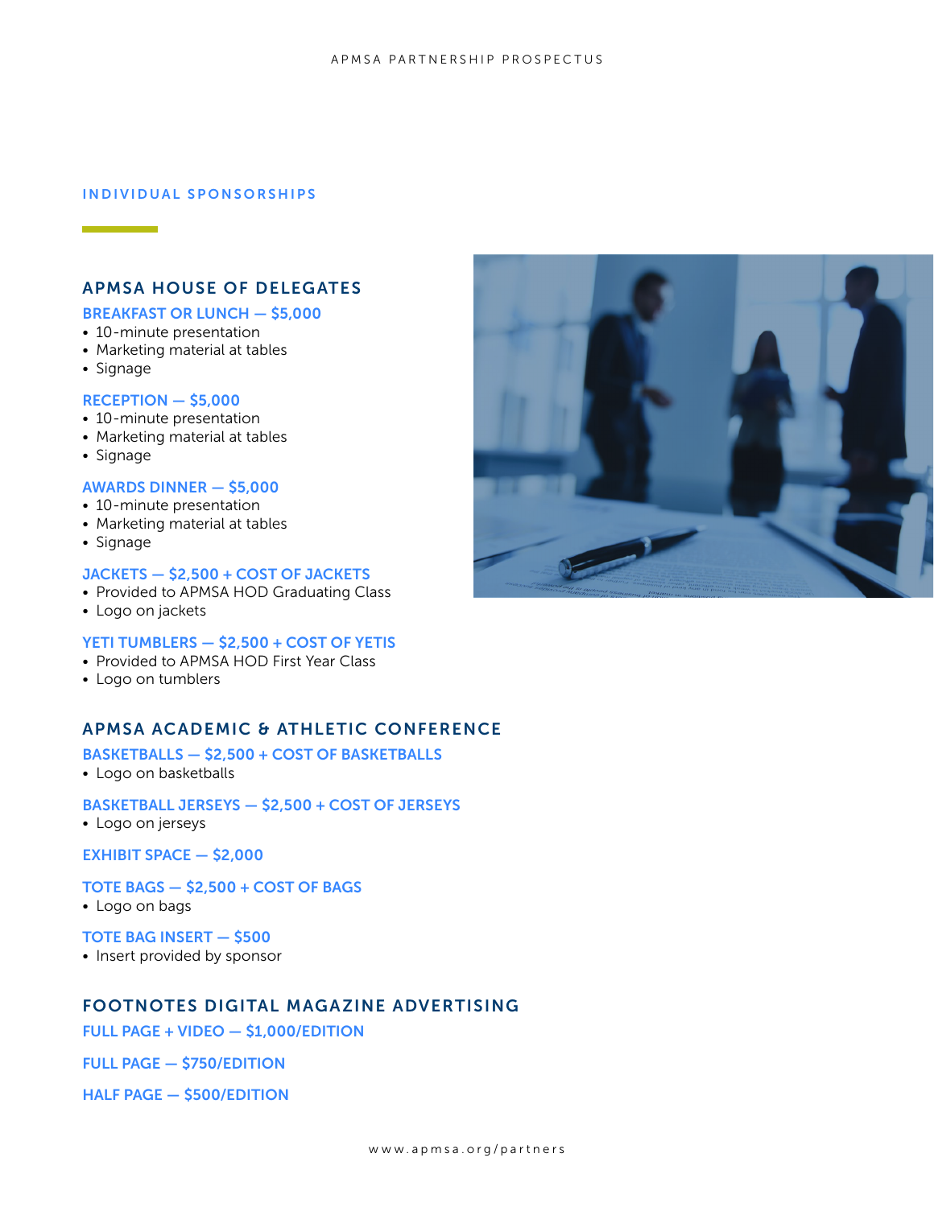## INDIVIDUAL SPONSORSHIPS

### APMSA HOUSE OF DELEGATES

**BREAKFAST OR LUNCH — $5,000**

- 10-minute presentation
- Marketing material at tables
- Signage

**RECEPTION — $5,000**

- 10-minute presentation
- Marketing material at tables
- Signage

**AWARDS DINNER — $5,000**

- 10-minute presentation
- Marketing material at tables
- Signage

**JACKETS — $2,500 + COST OF JACKETS**

- Provided to APMSA HOD Graduating Class
- Logo on jackets

**YETI TUMBLERS — $2,500 + COST OF YETIS**

- Provided to APMSA HOD First Year Class
- Logo on tumblers

### APMSA ACADEMIC & ATHLETIC CONFERENCE

**BASKETBALLS — $2,500 + COST OF BASKETBALLS**

- Logo on basketballs

**BASKETBALL JERSEYS — $2,500 + COST OF JERSEYS**

- Logo on jerseys

**EXHIBIT SPACE — $2,000**

**TOTE BAGS — $2,500 + COST OF BAGS**

- Logo on bags

**TOTE BAG INSERT — $500**

- Insert provided by sponsor

### FOOTNOTES DIGITAL MAGAZINE ADVERTISING

**FULL PAGE + VIDEO — $1,000/EDITION**

**FULL PAGE — $750/EDITION**

**HALF PAGE — $500/EDITION**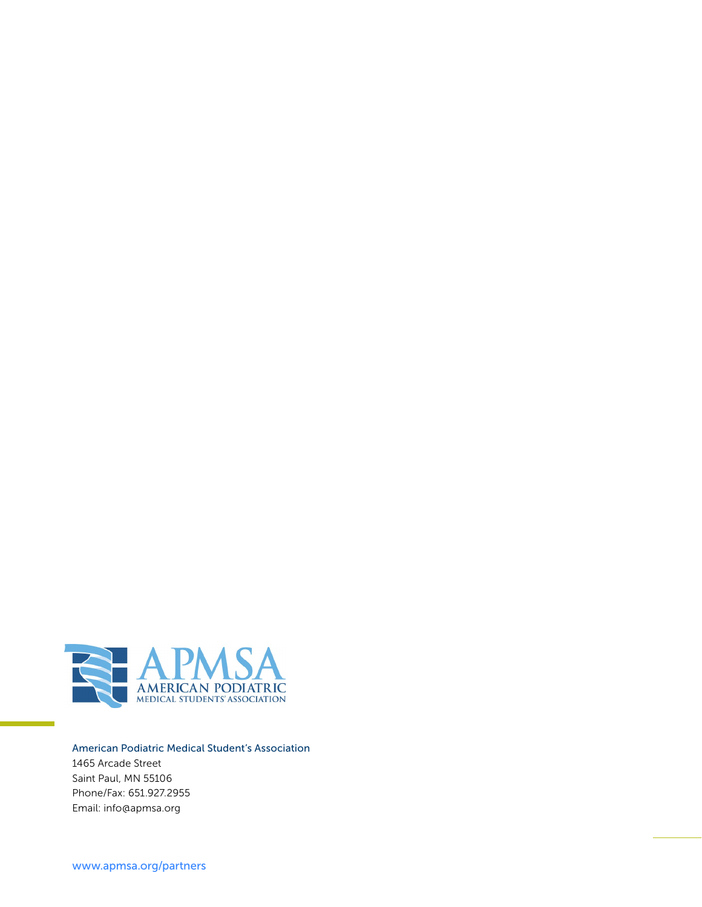APMSA
AMERICAN PODIATRIC
MEDICAL STUDENTS' ASSOCIATION

American Podiatric Medical Student's Association
1465 Arcade Street
Saint Paul, MN 55106
Phone/Fax: 651.927.2955
Email: info@apmsa.org

www.apmsa.org/partners